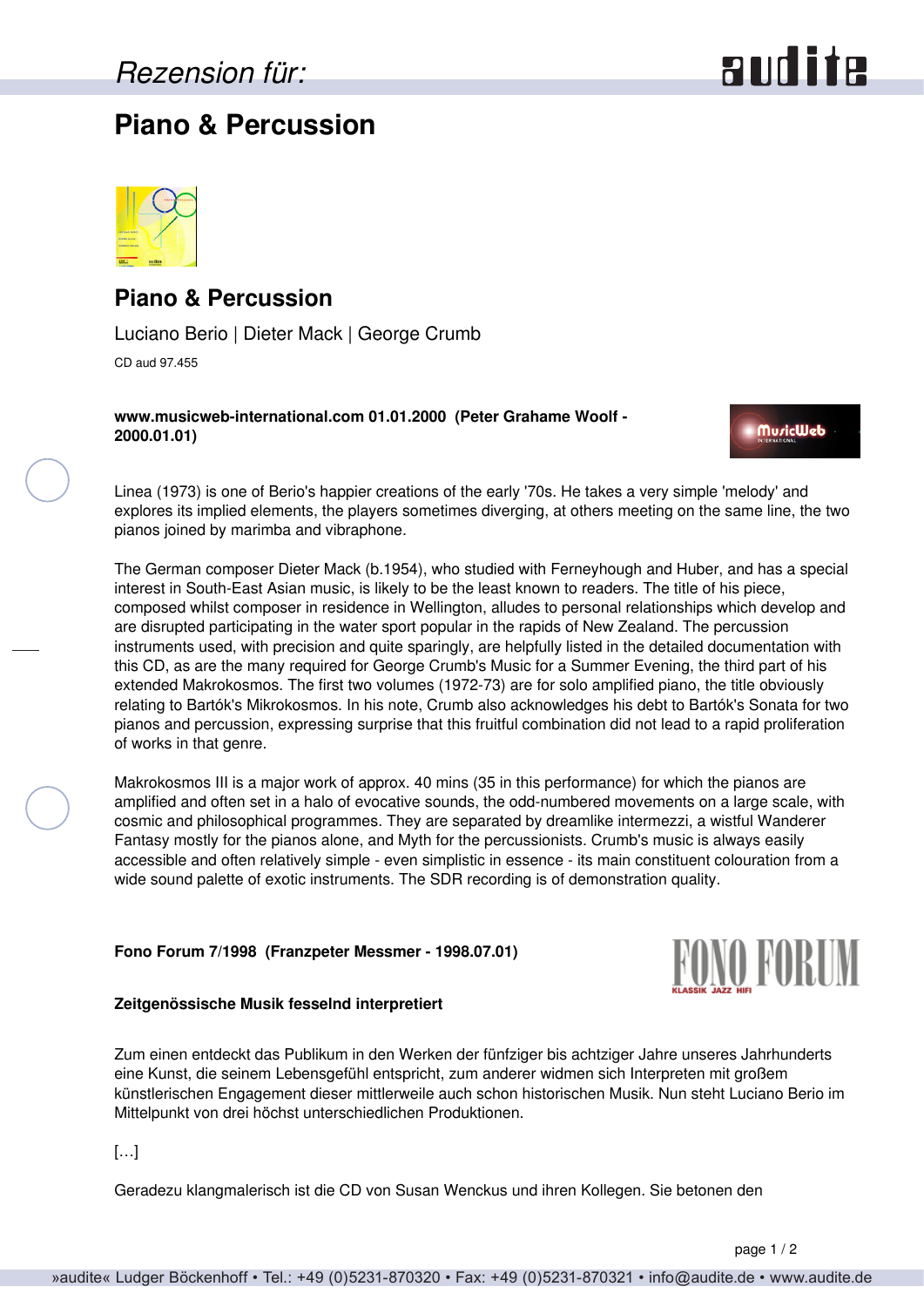*Rezension für:*

# Piano & Percussion

## Piano & Percussion

Luciano Berio | Dieter Mack | George Crumb

CD aud 97.455

**www.musicweb-international.com 01.01.2000 (Peter Grahame Woolf - 2000.01.01)**

Linea (1973) is one of Berio's happier creations of the early '70s. He takes a very simple 'melody' and explores its implied elements, the players sometimes diverging, at others meeting on the same line, the two pianos joined by marimba and vibraphone.

The German composer Dieter Mack (b.1954), who studied with Ferneyhough and Huber, and has a special interest in South-East Asian music, is likely to be the least known to readers. The title of his piece, composed whilst composer in residence in Wellington, alludes to personal relationships which develop and are disrupted participating in the water sport popular in the rapids of New Zealand. The percussion instruments used, with precision and quite sparingly, are helpfully listed in the detailed documentation with this CD, as are the many required for George Crumb's Music for a Summer Evening, the third part of his extended Makrokosmos. The first two volumes (1972-73) are for solo amplified piano, the title obviously relating to Bartók's Mikrokosmos. In his note, Crumb also acknowledges his debt to Bartók's Sonata for two pianos and percussion, expressing surprise that this fruitful combination did not lead to a rapid proliferation of works in that genre.

Makrokosmos III is a major work of approx. 40 mins (35 in this performance) for which the pianos are amplified and often set in a halo of evocative sounds, the odd-numbered movements on a large scale, with cosmic and philosophical programmes. They are separated by dreamlike intermezzi, a wistful Wanderer Fantasy mostly for the pianos alone, and Myth for the percussionists. Crumb's music is always easily accessible and often relatively simple - even simplistic in essence - its main constituent colouration from a wide sound palette of exotic instruments. The SDR recording is of demonstration quality.

**Fono Forum 7/1998 (Franzpeter Messmer - 1998.07.01)**

**Zeitgenössische Musik fesselnd interpretiert**

Zum einen entdeckt das Publikum in den Werken der fünfziger bis achtziger Jahre unseres Jahrhunderts eine Kunst, die seinem Lebensgefühl entspricht, zum anderer widmen sich Interpreten mit großem künstlerischen Engagement dieser mittlerweile auch schon historischen Musik. Nun steht Luciano Berio im Mittelpunkt von drei höchst unterschiedlichen Produktionen.

[…]

Geradezu klangmalerisch ist die CD von Susan Wenckus und ihren Kollegen. Sie betonen den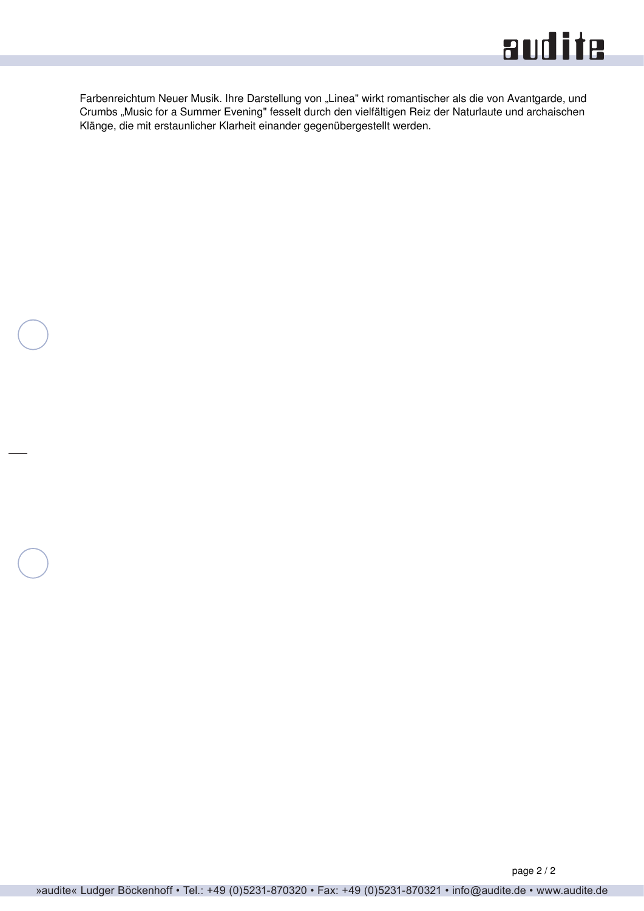Farbenreichtum Neuer Musik. Ihre Darstellung von „Linea" wirkt romantischer als die von Avantgarde, und Crumbs „Music for a Summer Evening" fesselt durch den vielfältigen Reiz der Naturlaute und archaischen Klänge, die mit erstaunlicher Klarheit einander gegenübergestellt werden.